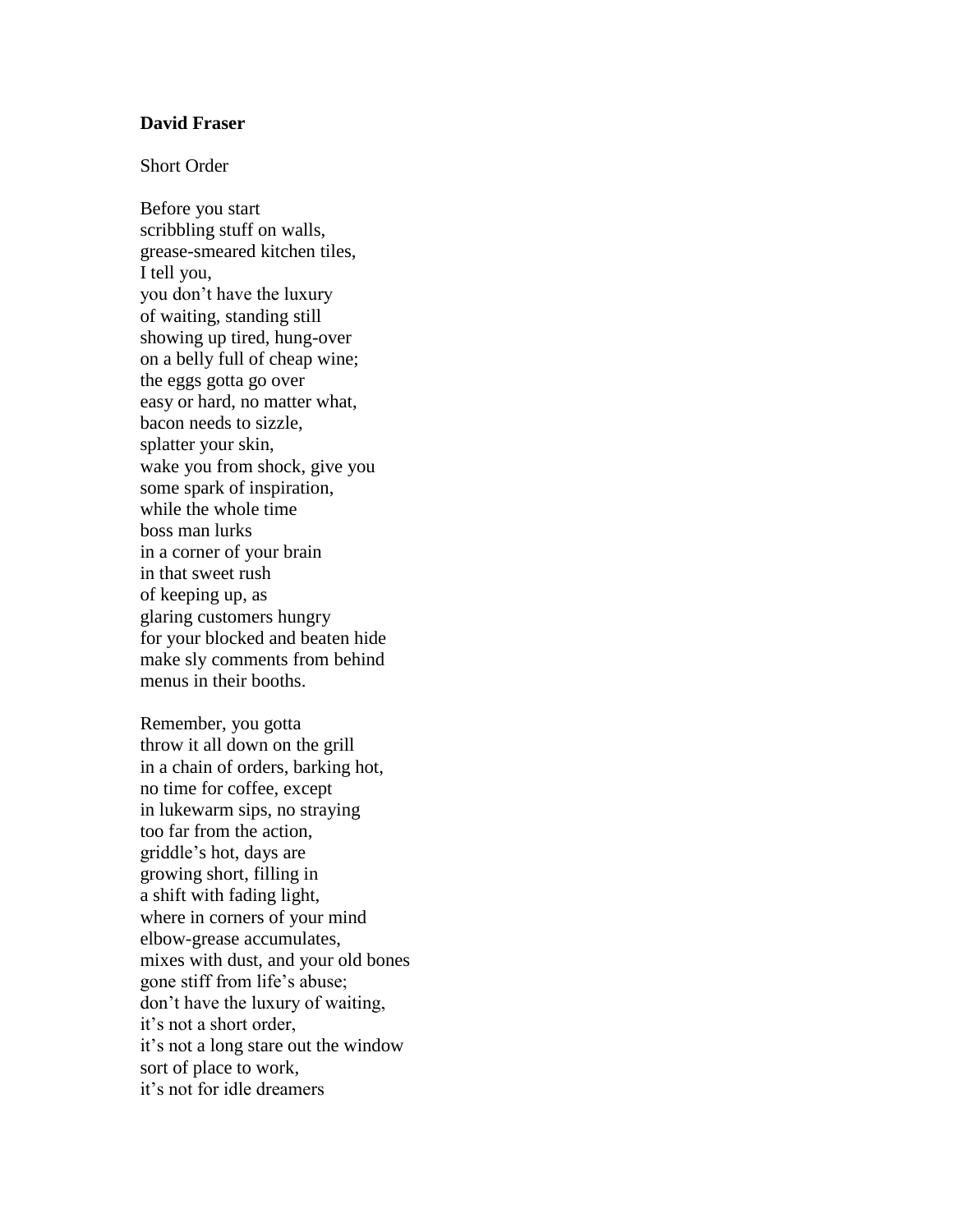**David Fraser**

Short Order

Before you start  
scribbling stuff on walls,  
grease-smeared kitchen tiles,  
I tell you,  
you don't have the luxury  
of waiting, standing still  
showing up tired, hung-over  
on a belly full of cheap wine;  
the eggs gotta go over  
easy or hard, no matter what,  
bacon needs to sizzle,  
splatter your skin,  
wake you from shock, give you  
some spark of inspiration,  
while the whole time  
boss man lurks  
in a corner of your brain  
in that sweet rush  
of keeping up, as  
glaring customers hungry  
for your blocked and beaten hide  
make sly comments from behind  
menus in their booths.

Remember, you gotta  
throw it all down on the grill  
in a chain of orders, barking hot,  
no time for coffee, except  
in lukewarm sips, no straying  
too far from the action,  
griddle's hot, days are  
growing short, filling in  
a shift with fading light,  
where in corners of your mind  
elbow-grease accumulates,  
mixes with dust, and your old bones  
gone stiff from life's abuse;  
don't have the luxury of waiting,  
it's not a short order,  
it's not a long stare out the window  
sort of place to work,  
it's not for idle dreamers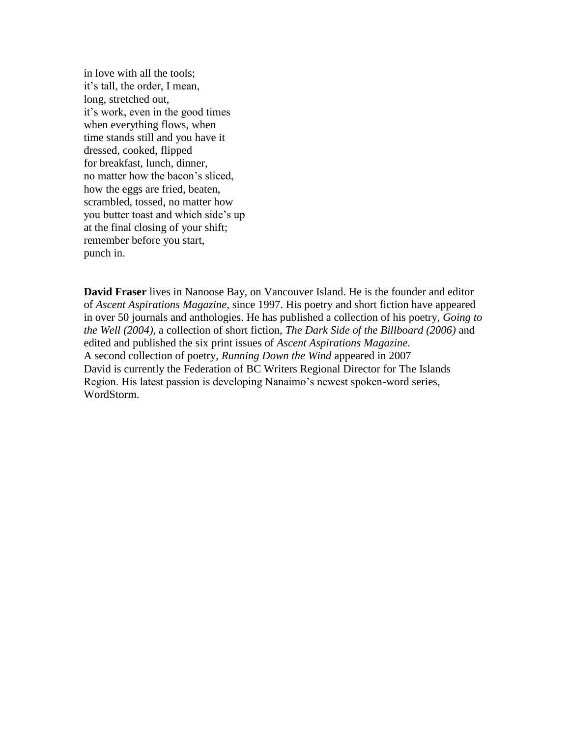in love with all the tools;  
it’s tall, the order, I mean,  
long, stretched out,  
it’s work, even in the good times  
when everything flows, when  
time stands still and you have it  
dressed, cooked, flipped  
for breakfast, lunch, dinner,  
no matter how the bacon’s sliced,  
how the eggs are fried, beaten,  
scrambled, tossed, no matter how  
you butter toast and which side’s up  
at the final closing of your shift;  
remember before you start,  
punch in.

**David Fraser** lives in Nanoose Bay, on Vancouver Island. He is the founder and editor of *Ascent Aspirations Magazine*, since 1997. His poetry and short fiction have appeared in over 50 journals and anthologies. He has published a collection of his poetry, *Going to the Well (2004)*, a collection of short fiction, *The Dark Side of the Billboard (2006)* and edited and published the six print issues of *Ascent Aspirations Magazine.*  
A second collection of poetry, *Running Down the Wind* appeared in 2007  
David is currently the Federation of BC Writers Regional Director for The Islands Region. His latest passion is developing Nanaimo’s newest spoken-word series, WordStorm.